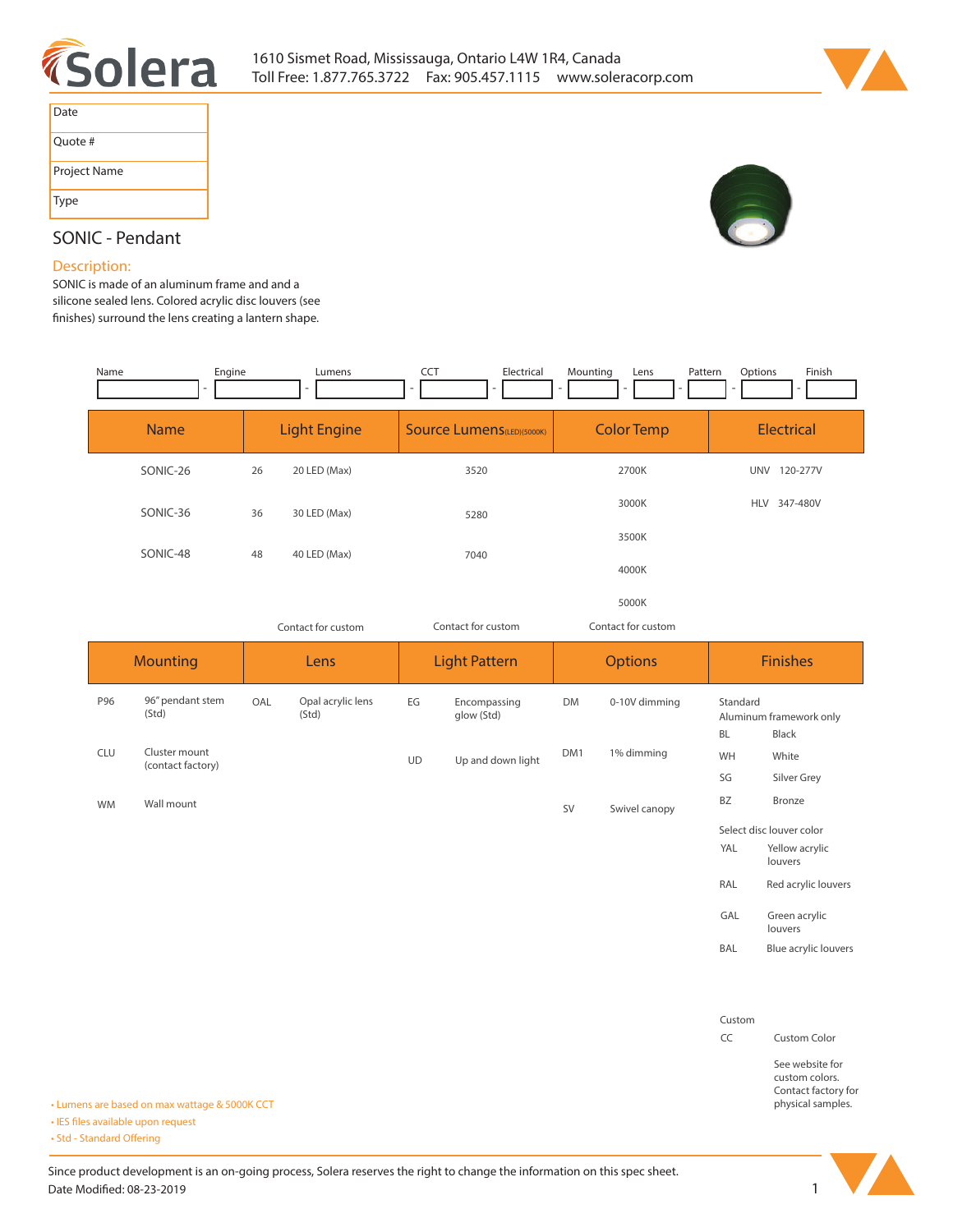# Solera

1610 Sismet Road, Mississauga, Ontario L4W 1R4, Canada
Toll Free: 1.877.765.3722 Fax: 905.457.1115 www.soleracorp.com

| Date | |
|---|---|
| Quote # | |
| Project Name | |
| Type | |

## SONIC - Pendant

**Description:**

SONIC is made of an aluminum frame and and a silicone sealed lens. Colored acrylic disc louvers (see finishes) surround the lens creating a lantern shape.

Name - Engine - Lumens - CCT - Electrical - Mounting - Lens - Pattern - Options - Finish

| Name | Light Engine | | Source Lumens (LED)(5000K) | Color Temp | Electrical |
|---|---|---|---|---|---|
| SONIC-26 | 26 | 20 LED (Max) | 3520 | 2700K | UNV 120-277V |
| SONIC-36 | 36 | 30 LED (Max) | 5280 | 3000K | HLV 347-480V |
| SONIC-48 | 48 | 40 LED (Max) | 7040 | 3500K | |
| | | | | 4000K | |
| | | | | 5000K | |
| | Contact for custom | | Contact for custom | Contact for custom | |

| Mounting | | Lens | | Light Pattern | | Options | | Finishes | |
|---|---|---|---|---|---|---|---|---|---|
| P96 | 96" pendant stem (Std) | OAL | Opal acrylic lens (Std) | EG | Encompassing glow (Std) | DM | 0-10V dimming | Standard Aluminum framework only | |
| | | | | | | | | BL | Black |
| CLU | Cluster mount (contact factory) | | | UD | Up and down light | DM1 | 1% dimming | WH | White |
| | | | | | | | | SG | Silver Grey |
| WM | Wall mount | | | | | SV | Swivel canopy | BZ | Bronze |
| | | | | | | | | Select disc louver color | |
| | | | | | | | | YAL | Yellow acrylic louvers |
| | | | | | | | | RAL | Red acrylic louvers |
| | | | | | | | | GAL | Green acrylic louvers |
| | | | | | | | | BAL | Blue acrylic louvers |
| | | | | | | | | Custom | |
| | | | | | | | | CC | Custom Color |
| | | | | | | | | | See website for custom colors. Contact factory for physical samples. |

- Lumens are based on max wattage & 5000K CCT
- IES files available upon request
- Std - Standard Offering

Since product development is an on-going process, Solera reserves the right to change the information on this spec sheet.
Date Modified: 08-23-2019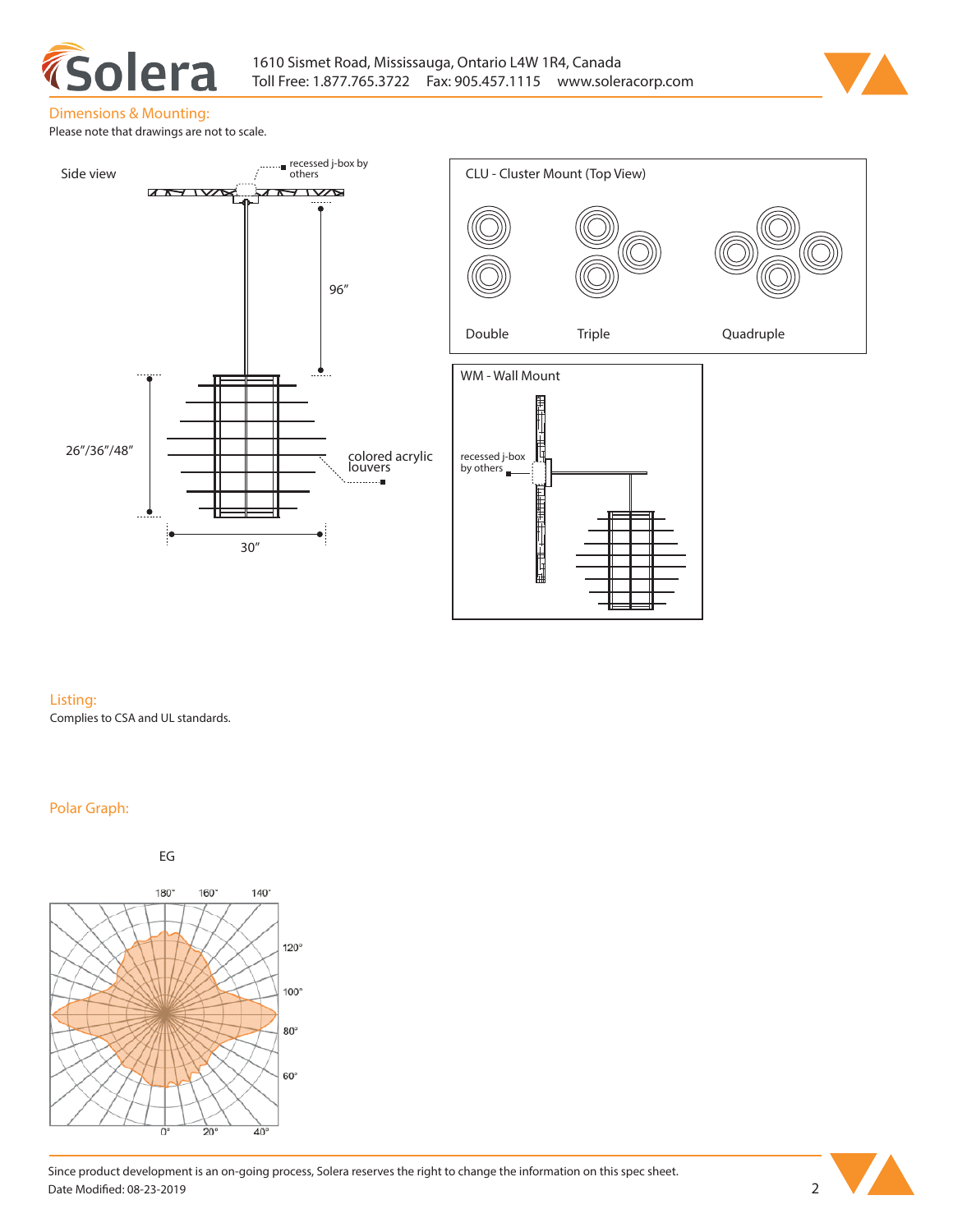Solera

1610 Sismet Road, Mississauga, Ontario L4W 1R4, Canada
Toll Free: 1.877.765.3722 Fax: 905.457.1115 www.soleracorp.com

## Dimensions & Mounting:

Please note that drawings are not to scale.

Side view

recessed j-box by others

96″

26″/36″/48″

colored acrylic louvers

30″

CLU - Cluster Mount (Top View)

Double

Triple

Quadruple

WM - Wall Mount

recessed j-box by others

## Listing:

Complies to CSA and UL standards.

## Polar Graph:

EG

180° 160° 140°

120°

100°

80°

60°

0° 20° 40°

Since product development is an on-going process, Solera reserves the right to change the information on this spec sheet.
Date Modified: 08-23-2019